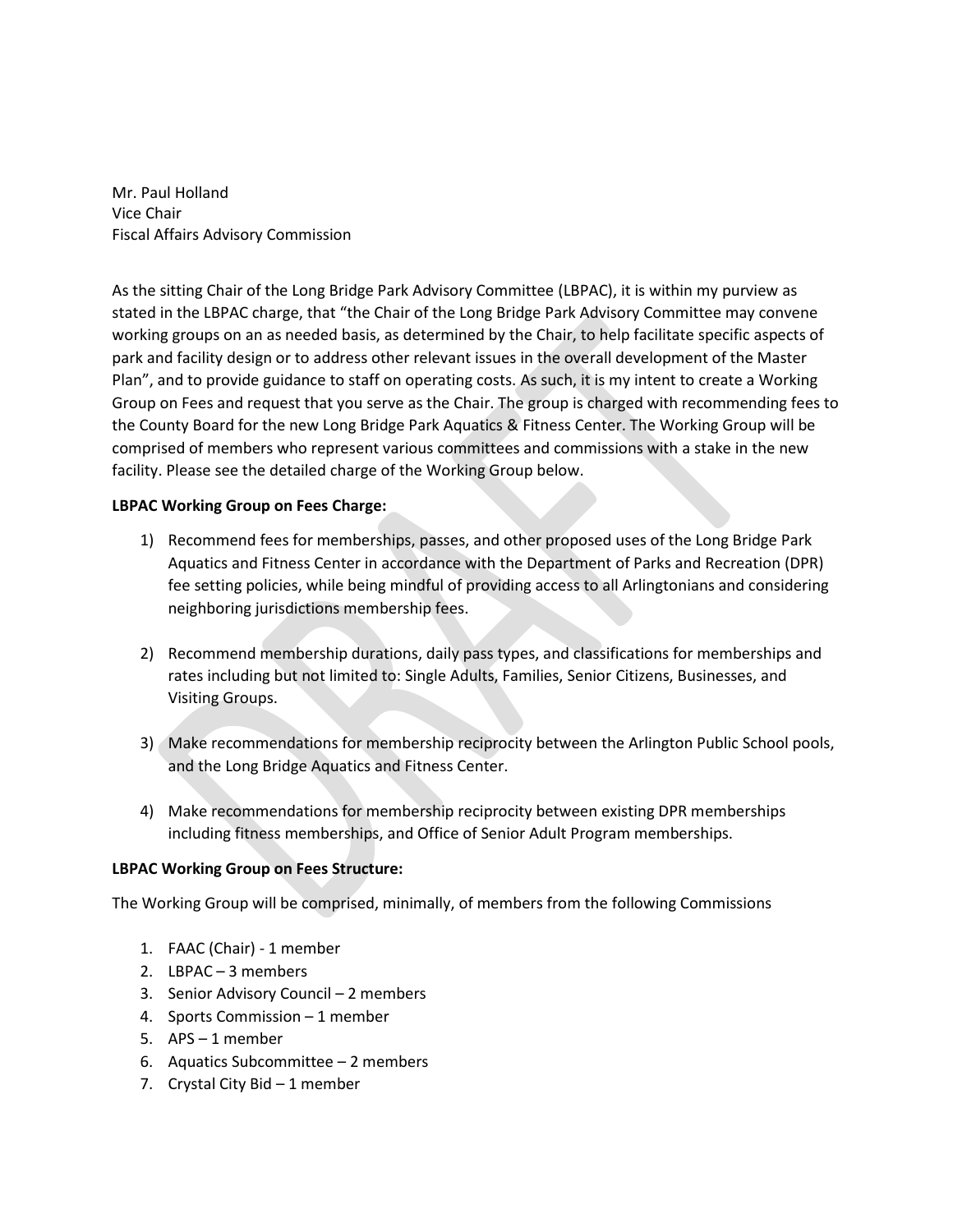Mr. Paul Holland
Vice Chair
Fiscal Affairs Advisory Commission

As the sitting Chair of the Long Bridge Park Advisory Committee (LBPAC), it is within my purview as stated in the LBPAC charge, that "the Chair of the Long Bridge Park Advisory Committee may convene working groups on an as needed basis, as determined by the Chair, to help facilitate specific aspects of park and facility design or to address other relevant issues in the overall development of the Master Plan", and to provide guidance to staff on operating costs. As such, it is my intent to create a Working Group on Fees and request that you serve as the Chair. The group is charged with recommending fees to the County Board for the new Long Bridge Park Aquatics & Fitness Center. The Working Group will be comprised of members who represent various committees and commissions with a stake in the new facility. Please see the detailed charge of the Working Group below.

**LBPAC Working Group on Fees Charge:**

1) Recommend fees for memberships, passes, and other proposed uses of the Long Bridge Park Aquatics and Fitness Center in accordance with the Department of Parks and Recreation (DPR) fee setting policies, while being mindful of providing access to all Arlingtonians and considering neighboring jurisdictions membership fees.

2) Recommend membership durations, daily pass types, and classifications for memberships and rates including but not limited to: Single Adults, Families, Senior Citizens, Businesses, and Visiting Groups.

3) Make recommendations for membership reciprocity between the Arlington Public School pools, and the Long Bridge Aquatics and Fitness Center.

4) Make recommendations for membership reciprocity between existing DPR memberships including fitness memberships, and Office of Senior Adult Program memberships.

**LBPAC Working Group on Fees Structure:**

The Working Group will be comprised, minimally, of members from the following Commissions

1. FAAC (Chair) - 1 member
2. LBPAC – 3 members
3. Senior Advisory Council – 2 members
4. Sports Commission – 1 member
5. APS – 1 member
6. Aquatics Subcommittee – 2 members
7. Crystal City Bid – 1 member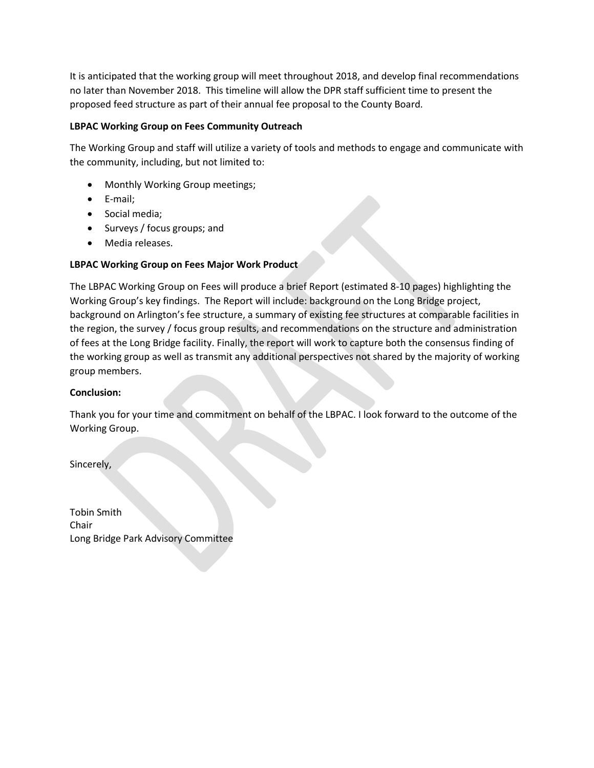It is anticipated that the working group will meet throughout 2018, and develop final recommendations no later than November 2018. This timeline will allow the DPR staff sufficient time to present the proposed feed structure as part of their annual fee proposal to the County Board.

**LBPAC Working Group on Fees Community Outreach**

The Working Group and staff will utilize a variety of tools and methods to engage and communicate with the community, including, but not limited to:

- Monthly Working Group meetings;
- E-mail;
- Social media;
- Surveys / focus groups; and
- Media releases.

**LBPAC Working Group on Fees Major Work Product**

The LBPAC Working Group on Fees will produce a brief Report (estimated 8-10 pages) highlighting the Working Group's key findings. The Report will include: background on the Long Bridge project, background on Arlington's fee structure, a summary of existing fee structures at comparable facilities in the region, the survey / focus group results, and recommendations on the structure and administration of fees at the Long Bridge facility. Finally, the report will work to capture both the consensus finding of the working group as well as transmit any additional perspectives not shared by the majority of working group members.

**Conclusion:**

Thank you for your time and commitment on behalf of the LBPAC. I look forward to the outcome of the Working Group.

Sincerely,

Tobin Smith
Chair
Long Bridge Park Advisory Committee